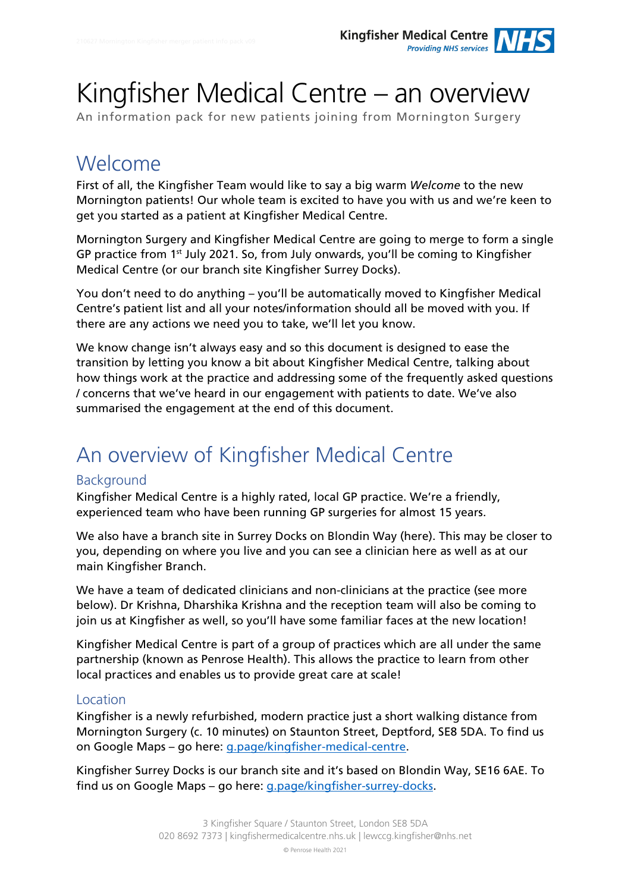# Kingfisher Medical Centre – an overview

An information pack for new patients joining from Mornington Surgery

## Welcome

First of all, the Kingfisher Team would like to say a big warm *Welcome* to the new Mornington patients! Our whole team is excited to have you with us and we're keen to get you started as a patient at Kingfisher Medical Centre.

Mornington Surgery and Kingfisher Medical Centre are going to merge to form a single GP practice from 1st July 2021. So, from July onwards, you'll be coming to Kingfisher Medical Centre (or our branch site Kingfisher Surrey Docks).

You don't need to do anything – you'll be automatically moved to Kingfisher Medical Centre's patient list and all your notes/information should all be moved with you. If there are any actions we need you to take, we'll let you know.

We know change isn't always easy and so this document is designed to ease the transition by letting you know a bit about Kingfisher Medical Centre, talking about how things work at the practice and addressing some of the frequently asked questions / concerns that we've heard in our engagement with patients to date. We've also summarised the engagement at the end of this document.

## An overview of Kingfisher Medical Centre

### Background

Kingfisher Medical Centre is a highly rated, local GP practice. We're a friendly, experienced team who have been running GP surgeries for almost 15 years.

We also have a branch site in Surrey Docks on Blondin Way (here). This may be closer to you, depending on where you live and you can see a clinician here as well as at our main Kingfisher Branch.

We have a team of dedicated clinicians and non-clinicians at the practice (see more below). Dr Krishna, Dharshika Krishna and the reception team will also be coming to join us at Kingfisher as well, so you'll have some familiar faces at the new location!

Kingfisher Medical Centre is part of a group of practices which are all under the same partnership (known as Penrose Health). This allows the practice to learn from other local practices and enables us to provide great care at scale!

### Location

Kingfisher is a newly refurbished, modern practice just a short walking distance from Mornington Surgery (c. 10 minutes) on Staunton Street, Deptford, SE8 5DA. To find us on Google Maps – go here: [g.page/kingfisher-medical-centre](g.page/kingfisher-medical-centre).

Kingfisher Surrey Docks is our branch site and it's based on Blondin Way, SE16 6AE. To find us on Google Maps – go here: [g.page/kingfisher-surrey-docks](g.page/kingfisher-surrey-docks).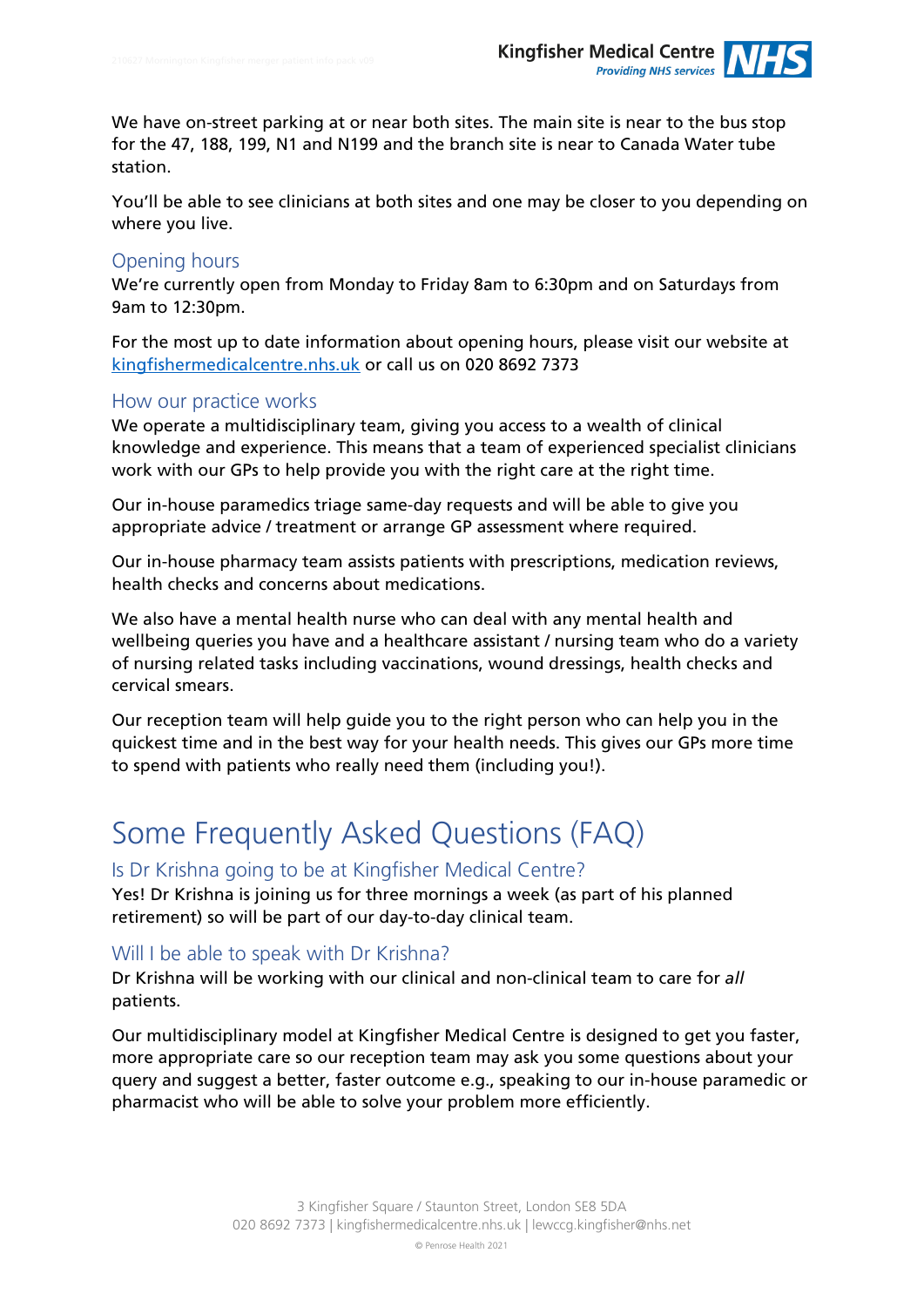We have on-street parking at or near both sites. The main site is near to the bus stop for the 47, 188, 199, N1 and N199 and the branch site is near to Canada Water tube station.

You'll be able to see clinicians at both sites and one may be closer to you depending on where you live.

## Opening hours

We're currently open from Monday to Friday 8am to 6:30pm and on Saturdays from 9am to 12:30pm.

For the most up to date information about opening hours, please visit our website at [kingfishermedicalcentre.nhs.uk](kingfishermedicalcentre.nhs.uk) or call us on 020 8692 7373

## How our practice works

We operate a multidisciplinary team, giving you access to a wealth of clinical knowledge and experience. This means that a team of experienced specialist clinicians work with our GPs to help provide you with the right care at the right time.

Our in-house paramedics triage same-day requests and will be able to give you appropriate advice / treatment or arrange GP assessment where required.

Our in-house pharmacy team assists patients with prescriptions, medication reviews, health checks and concerns about medications.

We also have a mental health nurse who can deal with any mental health and wellbeing queries you have and a healthcare assistant / nursing team who do a variety of nursing related tasks including vaccinations, wound dressings, health checks and cervical smears.

Our reception team will help guide you to the right person who can help you in the quickest time and in the best way for your health needs. This gives our GPs more time to spend with patients who really need them (including you!).

# Some Frequently Asked Questions (FAQ)

## Is Dr Krishna going to be at Kingfisher Medical Centre?

Yes! Dr Krishna is joining us for three mornings a week (as part of his planned retirement) so will be part of our day-to-day clinical team.

## Will I be able to speak with Dr Krishna?

Dr Krishna will be working with our clinical and non-clinical team to care for *all* patients.

Our multidisciplinary model at Kingfisher Medical Centre is designed to get you faster, more appropriate care so our reception team may ask you some questions about your query and suggest a better, faster outcome e.g., speaking to our in-house paramedic or pharmacist who will be able to solve your problem more efficiently.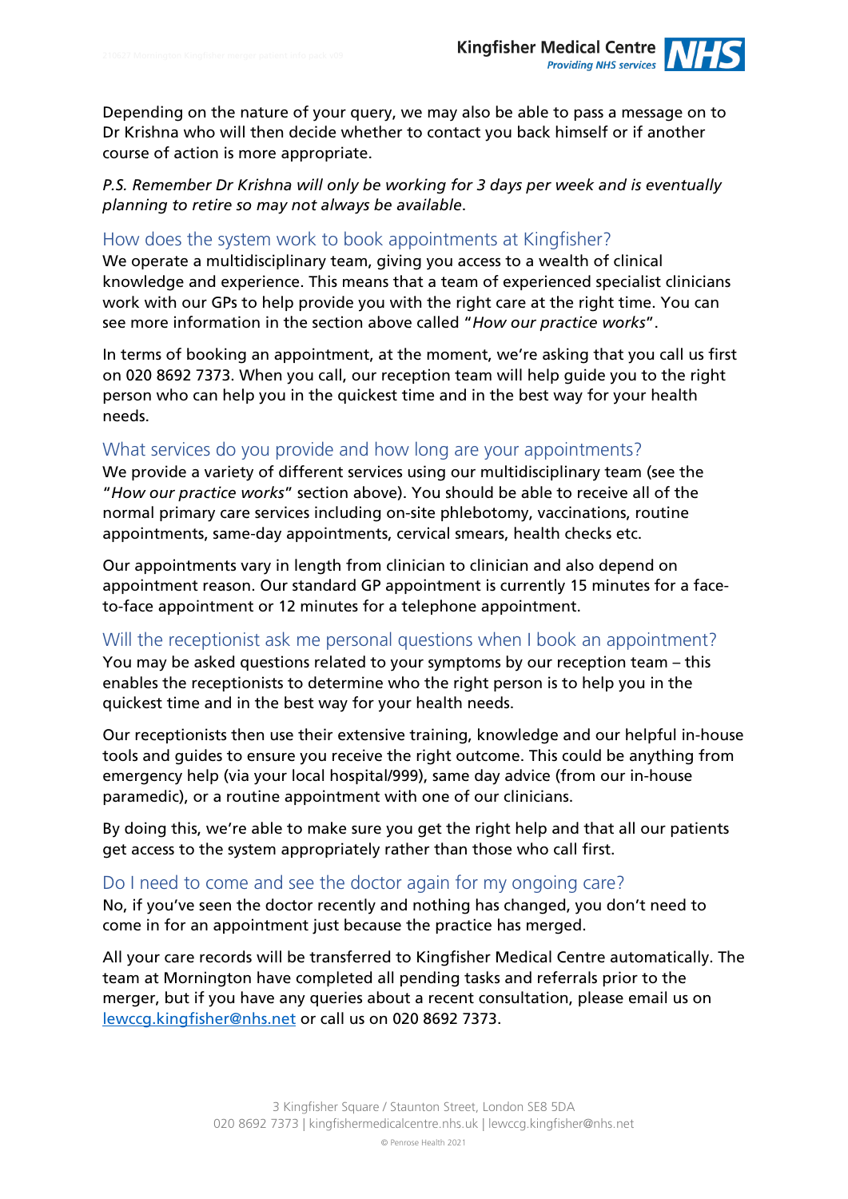Depending on the nature of your query, we may also be able to pass a message on to Dr Krishna who will then decide whether to contact you back himself or if another course of action is more appropriate.

*P.S. Remember Dr Krishna will only be working for 3 days per week and is eventually planning to retire so may not always be available.*

## How does the system work to book appointments at Kingfisher?

We operate a multidisciplinary team, giving you access to a wealth of clinical knowledge and experience. This means that a team of experienced specialist clinicians work with our GPs to help provide you with the right care at the right time. You can see more information in the section above called "*How our practice works*".

In terms of booking an appointment, at the moment, we're asking that you call us first on 020 8692 7373. When you call, our reception team will help guide you to the right person who can help you in the quickest time and in the best way for your health needs.

## What services do you provide and how long are your appointments?

We provide a variety of different services using our multidisciplinary team (see the "*How our practice works*" section above). You should be able to receive all of the normal primary care services including on-site phlebotomy, vaccinations, routine appointments, same-day appointments, cervical smears, health checks etc.

Our appointments vary in length from clinician to clinician and also depend on appointment reason. Our standard GP appointment is currently 15 minutes for a face-to-face appointment or 12 minutes for a telephone appointment.

## Will the receptionist ask me personal questions when I book an appointment?

You may be asked questions related to your symptoms by our reception team – this enables the receptionists to determine who the right person is to help you in the quickest time and in the best way for your health needs.

Our receptionists then use their extensive training, knowledge and our helpful in-house tools and guides to ensure you receive the right outcome. This could be anything from emergency help (via your local hospital/999), same day advice (from our in-house paramedic), or a routine appointment with one of our clinicians.

By doing this, we're able to make sure you get the right help and that all our patients get access to the system appropriately rather than those who call first.

## Do I need to come and see the doctor again for my ongoing care?

No, if you've seen the doctor recently and nothing has changed, you don't need to come in for an appointment just because the practice has merged.

All your care records will be transferred to Kingfisher Medical Centre automatically. The team at Mornington have completed all pending tasks and referrals prior to the merger, but if you have any queries about a recent consultation, please email us on lewccg.kingfisher@nhs.net or call us on 020 8692 7373.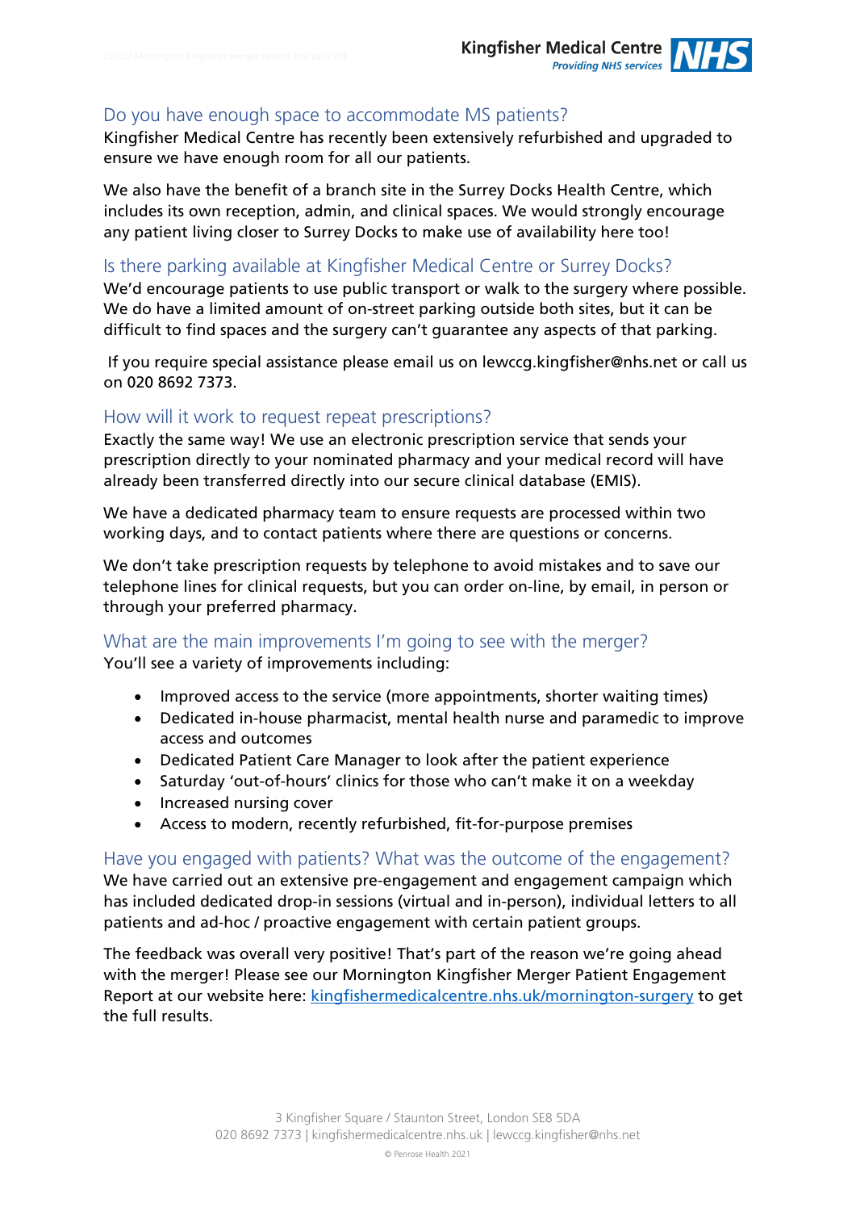## Do you have enough space to accommodate MS patients?

Kingfisher Medical Centre has recently been extensively refurbished and upgraded to ensure we have enough room for all our patients.

We also have the benefit of a branch site in the Surrey Docks Health Centre, which includes its own reception, admin, and clinical spaces. We would strongly encourage any patient living closer to Surrey Docks to make use of availability here too!

## Is there parking available at Kingfisher Medical Centre or Surrey Docks?

We'd encourage patients to use public transport or walk to the surgery where possible. We do have a limited amount of on-street parking outside both sites, but it can be difficult to find spaces and the surgery can't guarantee any aspects of that parking.

If you require special assistance please email us on lewccg.kingfisher@nhs.net or call us on 020 8692 7373.

## How will it work to request repeat prescriptions?

Exactly the same way! We use an electronic prescription service that sends your prescription directly to your nominated pharmacy and your medical record will have already been transferred directly into our secure clinical database (EMIS).

We have a dedicated pharmacy team to ensure requests are processed within two working days, and to contact patients where there are questions or concerns.

We don't take prescription requests by telephone to avoid mistakes and to save our telephone lines for clinical requests, but you can order on-line, by email, in person or through your preferred pharmacy.

## What are the main improvements I'm going to see with the merger?

You'll see a variety of improvements including:

- Improved access to the service (more appointments, shorter waiting times)
- Dedicated in-house pharmacist, mental health nurse and paramedic to improve access and outcomes
- Dedicated Patient Care Manager to look after the patient experience
- Saturday 'out-of-hours' clinics for those who can't make it on a weekday
- Increased nursing cover
- Access to modern, recently refurbished, fit-for-purpose premises

## Have you engaged with patients? What was the outcome of the engagement?

We have carried out an extensive pre-engagement and engagement campaign which has included dedicated drop-in sessions (virtual and in-person), individual letters to all patients and ad-hoc / proactive engagement with certain patient groups.

The feedback was overall very positive! That's part of the reason we're going ahead with the merger! Please see our Mornington Kingfisher Merger Patient Engagement Report at our website here: [kingfishermedicalcentre.nhs.uk/mornington-surgery](kingfishermedicalcentre.nhs.uk/mornington-surgery) to get the full results.